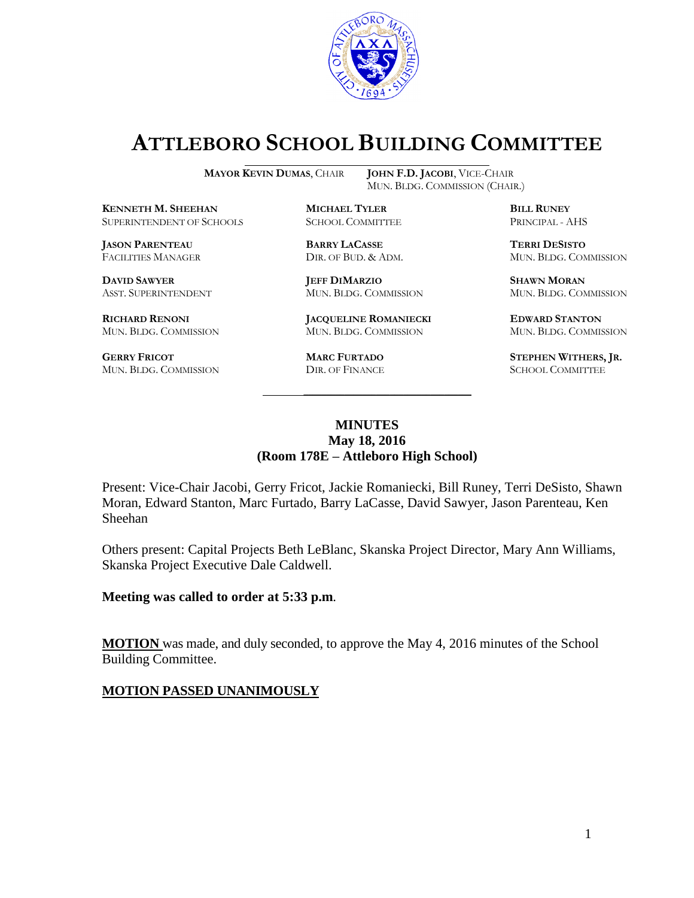# ATTLEBORO SCHOOL BUILDING COMMITTEE

**MAYOR KEVIN DUMAS**, CHAIR **JOHN F.D. JACOBI**, VICE-CHAIR
MUN. BLDG. COMMISSION (CHAIR.)

**KENNETH M. SHEEHAN**
SUPERINTENDENT OF SCHOOLS

**MICHAEL TYLER**
SCHOOL COMMITTEE

**BILL RUNEY**
PRINCIPAL - AHS

**JASON PARENTEAU**
FACILITIES MANAGER

**BARRY LACASSE**
DIR. OF BUD. & ADM.

**TERRI DESISTO**
MUN. BLDG. COMMISSION

**DAVID SAWYER**
ASST. SUPERINTENDENT

**JEFF DIMARZIO**
MUN. BLDG. COMMISSION

**SHAWN MORAN**
MUN. BLDG. COMMISSION

**RICHARD RENONI**
MUN. BLDG. COMMISSION

**JACQUELINE ROMANIECKI**
MUN. BLDG. COMMISSION

**EDWARD STANTON**
MUN. BLDG. COMMISSION

**GERRY FRICOT**
MUN. BLDG. COMMISSION

**MARC FURTADO**
DIR. OF FINANCE

**STEPHEN WITHERS, JR.**
SCHOOL COMMITTEE

## MINUTES
**May 18, 2016**
**(Room 178E – Attleboro High School)**

Present: Vice-Chair Jacobi, Gerry Fricot, Jackie Romaniecki, Bill Runey, Terri DeSisto, Shawn Moran, Edward Stanton, Marc Furtado, Barry LaCasse, David Sawyer, Jason Parenteau, Ken Sheehan

Others present: Capital Projects Beth LeBlanc, Skanska Project Director, Mary Ann Williams, Skanska Project Executive Dale Caldwell.

**Meeting was called to order at 5:33 p.m**.

**MOTION** was made, and duly seconded, to approve the May 4, 2016 minutes of the School Building Committee.

**MOTION PASSED UNANIMOUSLY**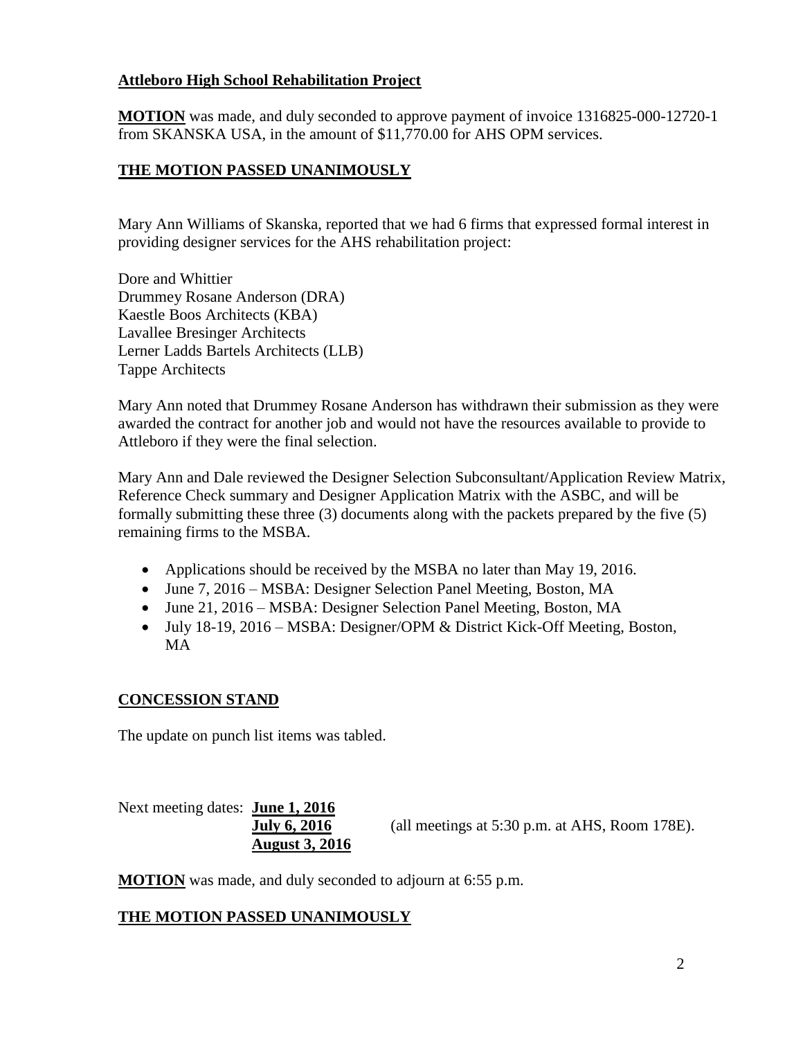**Attleboro High School Rehabilitation Project**

**MOTION** was made, and duly seconded to approve payment of invoice 1316825-000-12720-1 from SKANSKA USA, in the amount of $11,770.00 for AHS OPM services.

**THE MOTION PASSED UNANIMOUSLY**

Mary Ann Williams of Skanska, reported that we had 6 firms that expressed formal interest in providing designer services for the AHS rehabilitation project:

Dore and Whittier
Drummey Rosane Anderson (DRA)
Kaestle Boos Architects (KBA)
Lavallee Bresinger Architects
Lerner Ladds Bartels Architects (LLB)
Tappe Architects

Mary Ann noted that Drummey Rosane Anderson has withdrawn their submission as they were awarded the contract for another job and would not have the resources available to provide to Attleboro if they were the final selection.

Mary Ann and Dale reviewed the Designer Selection Subconsultant/Application Review Matrix, Reference Check summary and Designer Application Matrix with the ASBC, and will be formally submitting these three (3) documents along with the packets prepared by the five (5) remaining firms to the MSBA.

- Applications should be received by the MSBA no later than May 19, 2016.
- June 7, 2016 – MSBA: Designer Selection Panel Meeting, Boston, MA
- June 21, 2016 – MSBA: Designer Selection Panel Meeting, Boston, MA
- July 18-19, 2016 – MSBA: Designer/OPM & District Kick-Off Meeting, Boston, MA

**CONCESSION STAND**

The update on punch list items was tabled.

Next meeting dates: **June 1, 2016**
**July 6, 2016** (all meetings at 5:30 p.m. at AHS, Room 178E).
**August 3, 2016**

**MOTION** was made, and duly seconded to adjourn at 6:55 p.m.

**THE MOTION PASSED UNANIMOUSLY**